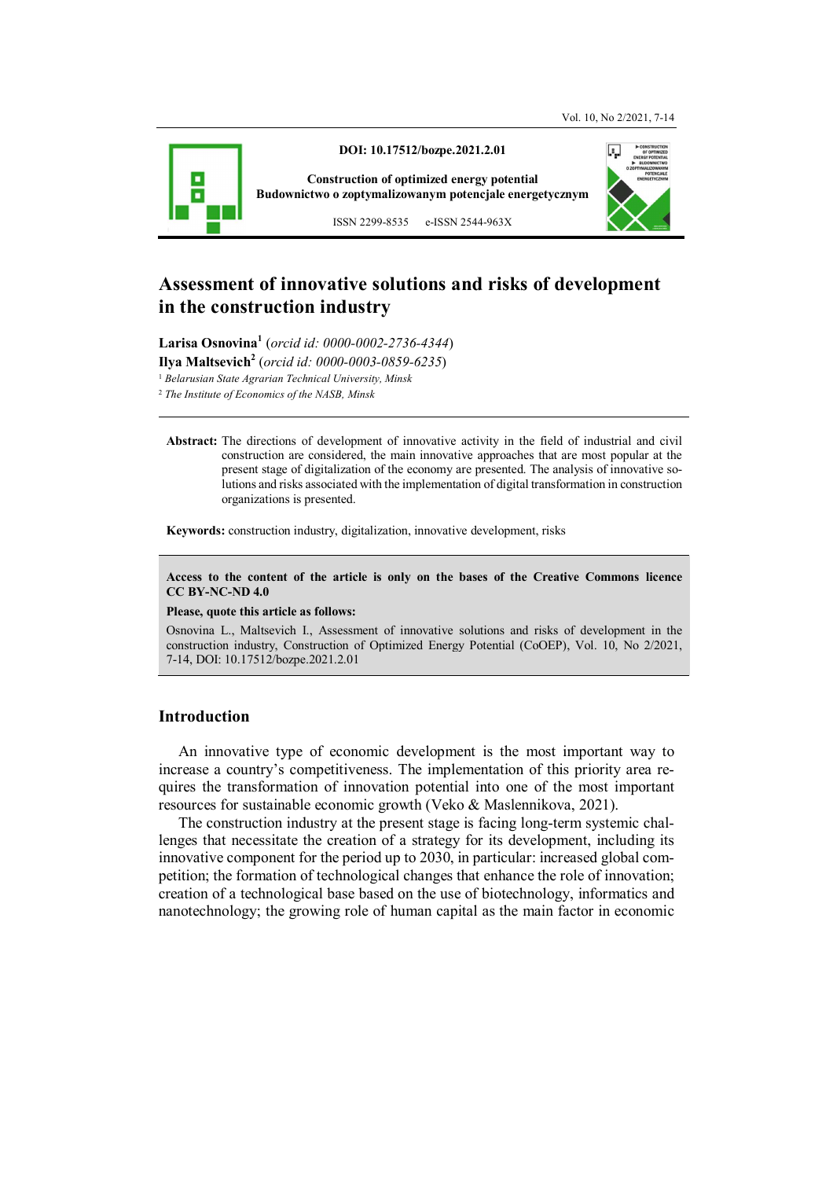DOI: 10.17512/bozpe.2021.2.01

Construction of optimized energy potential
Budownictwo o zoptymalizowanym potencjale energetycznym

ISSN 2299-8535 e-ISSN 2544-963X

# Assessment of innovative solutions and risks of development in the construction industry

**Larisa Osnovina**[1] (*orcid id: 0000-0002-2736-4344*)
**Ilya Maltsevich**[2] (*orcid id: 0000-0003-0859-6235*)

[1] *Belarusian State Agrarian Technical University, Minsk*
[2] *The Institute of Economics of the NASB, Minsk*

**Abstract:** The directions of development of innovative activity in the field of industrial and civil construction are considered, the main innovative approaches that are most popular at the present stage of digitalization of the economy are presented. The analysis of innovative solutions and risks associated with the implementation of digital transformation in construction organizations is presented.

**Keywords:** construction industry, digitalization, innovative development, risks

**Access to the content of the article is only on the bases of the Creative Commons licence CC BY-NC-ND 4.0**

**Please, quote this article as follows:**

Osnovina L., Maltsevich I., Assessment of innovative solutions and risks of development in the construction industry, Construction of Optimized Energy Potential (CoOEP), Vol. 10, No 2/2021, 7-14, DOI: 10.17512/bozpe.2021.2.01

## Introduction

An innovative type of economic development is the most important way to increase a country's competitiveness. The implementation of this priority area requires the transformation of innovation potential into one of the most important resources for sustainable economic growth (Veko & Maslennikova, 2021).

The construction industry at the present stage is facing long-term systemic challenges that necessitate the creation of a strategy for its development, including its innovative component for the period up to 2030, in particular: increased global competition; the formation of technological changes that enhance the role of innovation; creation of a technological base based on the use of biotechnology, informatics and nanotechnology; the growing role of human capital as the main factor in economic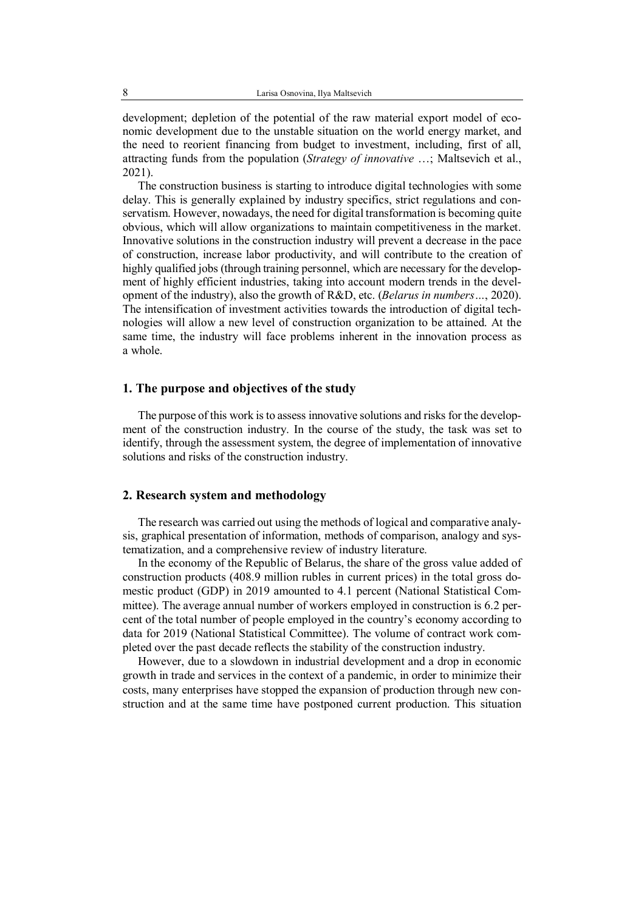development; depletion of the potential of the raw material export model of economic development due to the unstable situation on the world energy market, and the need to reorient financing from budget to investment, including, first of all, attracting funds from the population (*Strategy of innovative* …; Maltsevich et al., 2021).

The construction business is starting to introduce digital technologies with some delay. This is generally explained by industry specifics, strict regulations and conservatism. However, nowadays, the need for digital transformation is becoming quite obvious, which will allow organizations to maintain competitiveness in the market. Innovative solutions in the construction industry will prevent a decrease in the pace of construction, increase labor productivity, and will contribute to the creation of highly qualified jobs (through training personnel, which are necessary for the development of highly efficient industries, taking into account modern trends in the development of the industry), also the growth of R&D, etc. (*Belarus in numbers…*, 2020). The intensification of investment activities towards the introduction of digital technologies will allow a new level of construction organization to be attained. At the same time, the industry will face problems inherent in the innovation process as a whole.

## 1. The purpose and objectives of the study

The purpose of this work is to assess innovative solutions and risks for the development of the construction industry. In the course of the study, the task was set to identify, through the assessment system, the degree of implementation of innovative solutions and risks of the construction industry.

## 2. Research system and methodology

The research was carried out using the methods of logical and comparative analysis, graphical presentation of information, methods of comparison, analogy and systematization, and a comprehensive review of industry literature.

In the economy of the Republic of Belarus, the share of the gross value added of construction products (408.9 million rubles in current prices) in the total gross domestic product (GDP) in 2019 amounted to 4.1 percent (National Statistical Committee). The average annual number of workers employed in construction is 6.2 percent of the total number of people employed in the country's economy according to data for 2019 (National Statistical Committee). The volume of contract work completed over the past decade reflects the stability of the construction industry.

However, due to a slowdown in industrial development and a drop in economic growth in trade and services in the context of a pandemic, in order to minimize their costs, many enterprises have stopped the expansion of production through new construction and at the same time have postponed current production. This situation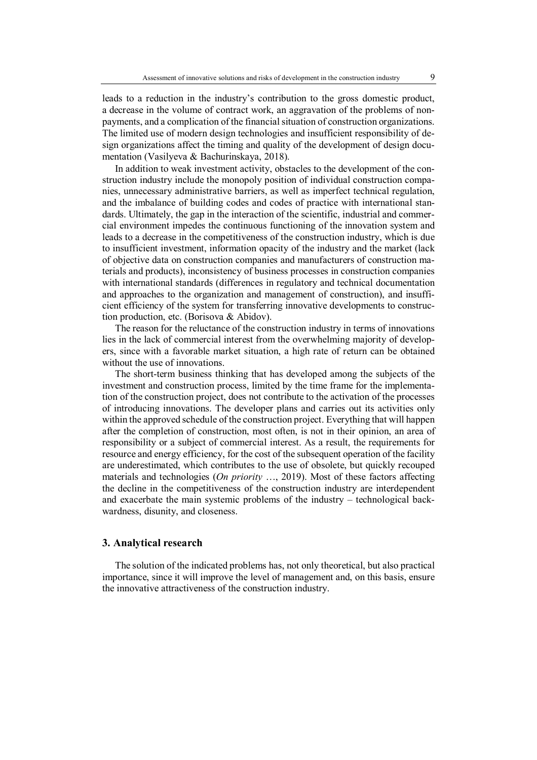leads to a reduction in the industry's contribution to the gross domestic product, a decrease in the volume of contract work, an aggravation of the problems of non-payments, and a complication of the financial situation of construction organizations. The limited use of modern design technologies and insufficient responsibility of design organizations affect the timing and quality of the development of design documentation (Vasilyeva & Bachurinskaya, 2018).

In addition to weak investment activity, obstacles to the development of the construction industry include the monopoly position of individual construction companies, unnecessary administrative barriers, as well as imperfect technical regulation, and the imbalance of building codes and codes of practice with international standards. Ultimately, the gap in the interaction of the scientific, industrial and commercial environment impedes the continuous functioning of the innovation system and leads to a decrease in the competitiveness of the construction industry, which is due to insufficient investment, information opacity of the industry and the market (lack of objective data on construction companies and manufacturers of construction materials and products), inconsistency of business processes in construction companies with international standards (differences in regulatory and technical documentation and approaches to the organization and management of construction), and insufficient efficiency of the system for transferring innovative developments to construction production, etc. (Borisova & Abidov).

The reason for the reluctance of the construction industry in terms of innovations lies in the lack of commercial interest from the overwhelming majority of developers, since with a favorable market situation, a high rate of return can be obtained without the use of innovations.

The short-term business thinking that has developed among the subjects of the investment and construction process, limited by the time frame for the implementation of the construction project, does not contribute to the activation of the processes of introducing innovations. The developer plans and carries out its activities only within the approved schedule of the construction project. Everything that will happen after the completion of construction, most often, is not in their opinion, an area of responsibility or a subject of commercial interest. As a result, the requirements for resource and energy efficiency, for the cost of the subsequent operation of the facility are underestimated, which contributes to the use of obsolete, but quickly recouped materials and technologies (*On priority* …, 2019). Most of these factors affecting the decline in the competitiveness of the construction industry are interdependent and exacerbate the main systemic problems of the industry – technological backwardness, disunity, and closeness.

## 3. Analytical research

The solution of the indicated problems has, not only theoretical, but also practical importance, since it will improve the level of management and, on this basis, ensure the innovative attractiveness of the construction industry.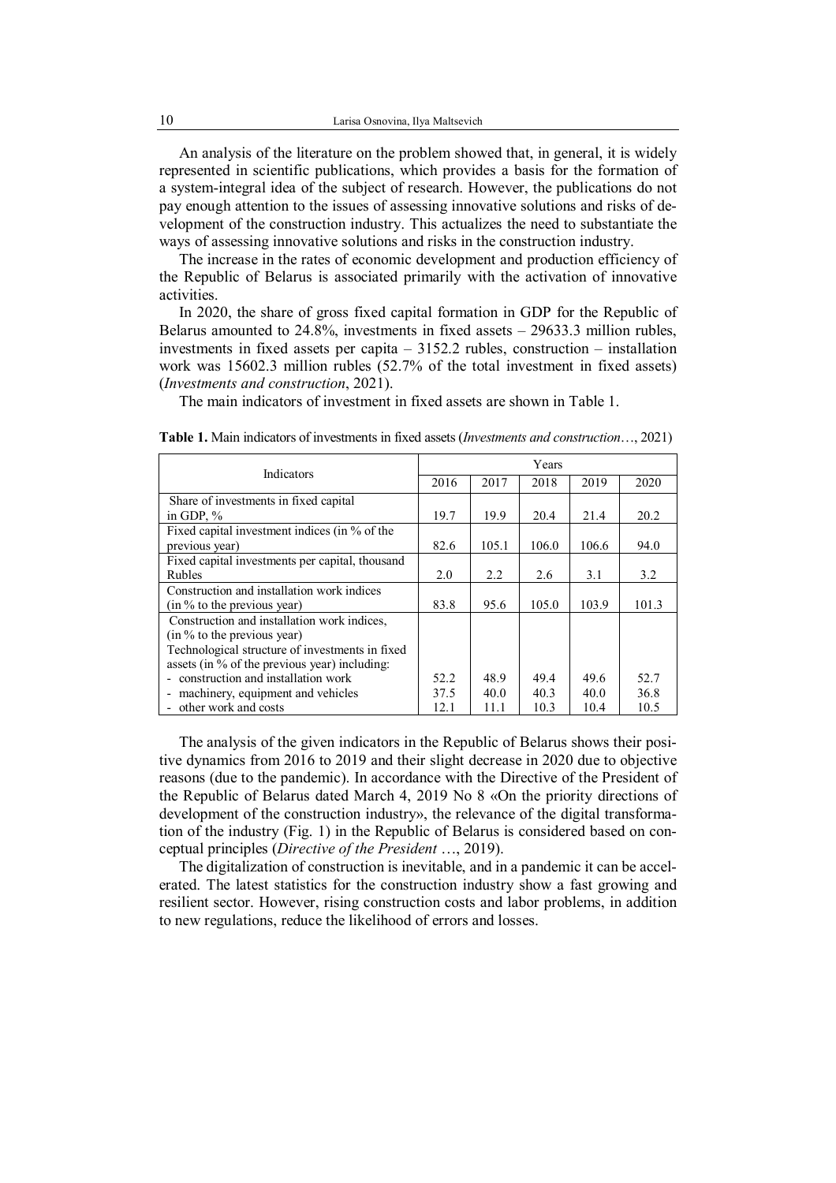An analysis of the literature on the problem showed that, in general, it is widely represented in scientific publications, which provides a basis for the formation of a system-integral idea of the subject of research. However, the publications do not pay enough attention to the issues of assessing innovative solutions and risks of development of the construction industry. This actualizes the need to substantiate the ways of assessing innovative solutions and risks in the construction industry.

The increase in the rates of economic development and production efficiency of the Republic of Belarus is associated primarily with the activation of innovative activities.

In 2020, the share of gross fixed capital formation in GDP for the Republic of Belarus amounted to 24.8%, investments in fixed assets – 29633.3 million rubles, investments in fixed assets per capita – 3152.2 rubles, construction – installation work was 15602.3 million rubles (52.7% of the total investment in fixed assets) (*Investments and construction*, 2021).

The main indicators of investment in fixed assets are shown in Table 1.

**Table 1.** Main indicators of investments in fixed assets (*Investments and construction*…, 2021)

| Indicators | Years | | | | |
|---|---|---|---|---|---|
| | 2016 | 2017 | 2018 | 2019 | 2020 |
| Share of investments in fixed capital in GDP, % | 19.7 | 19.9 | 20.4 | 21.4 | 20.2 |
| Fixed capital investment indices (in % of the previous year) | 82.6 | 105.1 | 106.0 | 106.6 | 94.0 |
| Fixed capital investments per capital, thousand Rubles | 2.0 | 2.2 | 2.6 | 3.1 | 3.2 |
| Construction and installation work indices (in % to the previous year) | 83.8 | 95.6 | 105.0 | 103.9 | 101.3 |
| Construction and installation work indices, (in % to the previous year) | | | | | |
| Technological structure of investments in fixed assets (in % of the previous year) including: | | | | | |
| - construction and installation work | 52.2 | 48.9 | 49.4 | 49.6 | 52.7 |
| - machinery, equipment and vehicles | 37.5 | 40.0 | 40.3 | 40.0 | 36.8 |
| - other work and costs | 12.1 | 11.1 | 10.3 | 10.4 | 10.5 |

The analysis of the given indicators in the Republic of Belarus shows their positive dynamics from 2016 to 2019 and their slight decrease in 2020 due to objective reasons (due to the pandemic). In accordance with the Directive of the President of the Republic of Belarus dated March 4, 2019 No 8 «On the priority directions of development of the construction industry», the relevance of the digital transformation of the industry (Fig. 1) in the Republic of Belarus is considered based on conceptual principles (*Directive of the President* …, 2019).

The digitalization of construction is inevitable, and in a pandemic it can be accelerated. The latest statistics for the construction industry show a fast growing and resilient sector. However, rising construction costs and labor problems, in addition to new regulations, reduce the likelihood of errors and losses.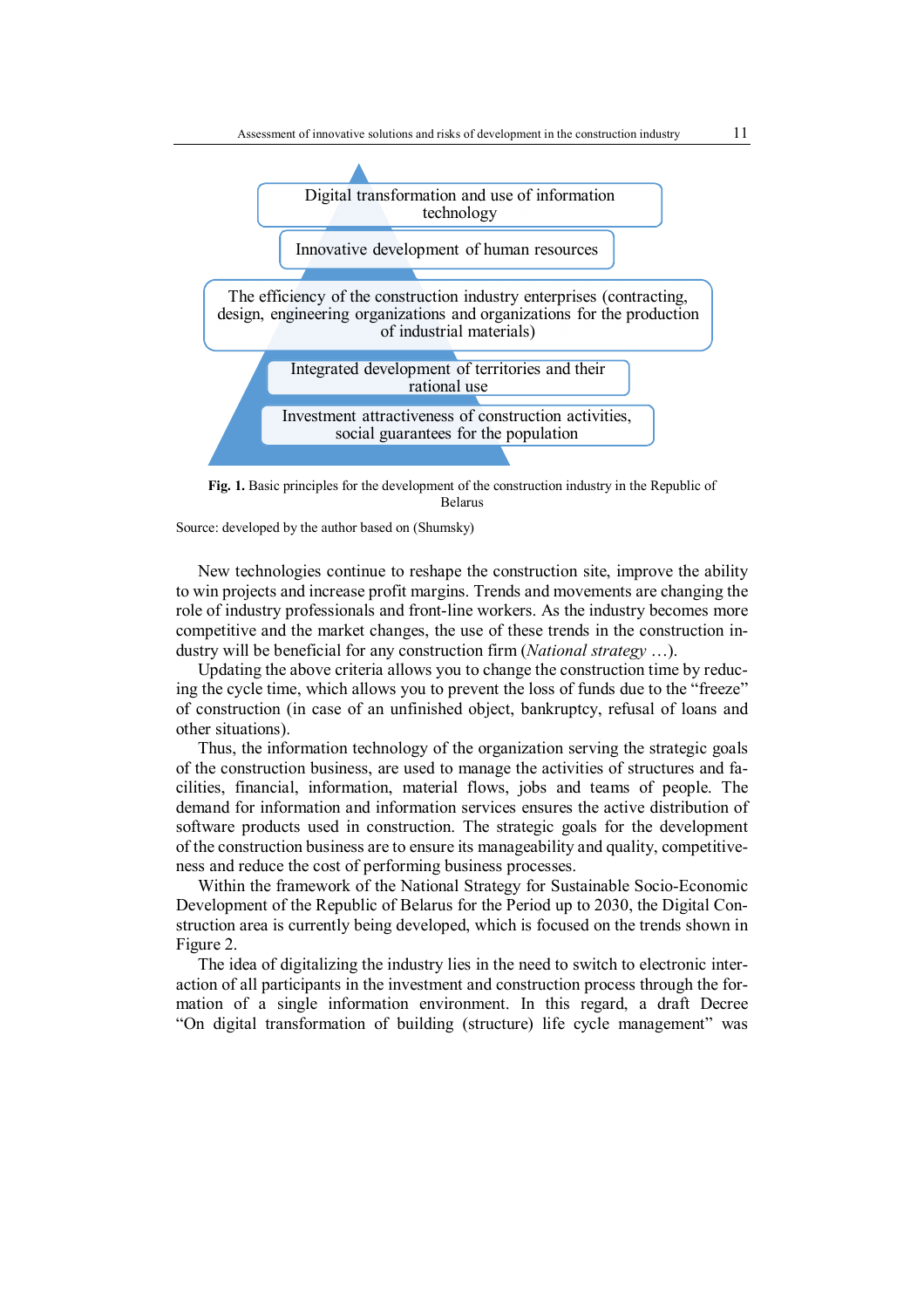Digital transformation and use of information technology

Innovative development of human resources

The efficiency of the construction industry enterprises (contracting, design, engineering organizations and organizations for the production of industrial materials)

Integrated development of territories and their rational use

Investment attractiveness of construction activities, social guarantees for the population

**Fig. 1.** Basic principles for the development of the construction industry in the Republic of Belarus

Source: developed by the author based on (Shumsky)

New technologies continue to reshape the construction site, improve the ability to win projects and increase profit margins. Trends and movements are changing the role of industry professionals and front-line workers. As the industry becomes more competitive and the market changes, the use of these trends in the construction industry will be beneficial for any construction firm (*National strategy* …).

Updating the above criteria allows you to change the construction time by reducing the cycle time, which allows you to prevent the loss of funds due to the "freeze" of construction (in case of an unfinished object, bankruptcy, refusal of loans and other situations).

Thus, the information technology of the organization serving the strategic goals of the construction business, are used to manage the activities of structures and facilities, financial, information, material flows, jobs and teams of people. The demand for information and information services ensures the active distribution of software products used in construction. The strategic goals for the development of the construction business are to ensure its manageability and quality, competitiveness and reduce the cost of performing business processes.

Within the framework of the National Strategy for Sustainable Socio-Economic Development of the Republic of Belarus for the Period up to 2030, the Digital Construction area is currently being developed, which is focused on the trends shown in Figure 2.

The idea of digitalizing the industry lies in the need to switch to electronic interaction of all participants in the investment and construction process through the formation of a single information environment. In this regard, a draft Decree "On digital transformation of building (structure) life cycle management" was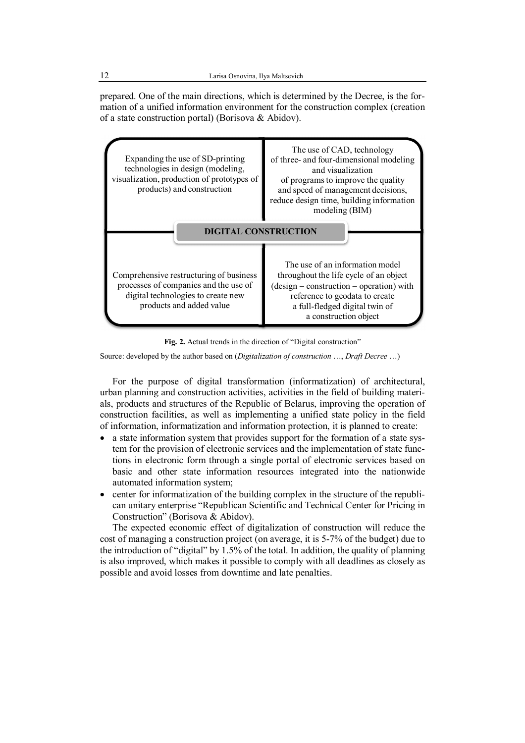prepared. One of the main directions, which is determined by the Decree, is the formation of a unified information environment for the construction complex (creation of a state construction portal) (Borisova & Abidov).

| Expanding the use of SD-printing technologies in design (modeling, visualization, production of prototypes of products) and construction | The use of CAD, technology of three- and four-dimensional modeling and visualization of programs to improve the quality and speed of management decisions, reduce design time, building information modeling (BIM) |
| --- | --- |
| **DIGITAL CONSTRUCTION** | |
| Comprehensive restructuring of business processes of companies and the use of digital technologies to create new products and added value | The use of an information model throughout the life cycle of an object (design – construction – operation) with reference to geodata to create a full-fledged digital twin of a construction object |

**Fig. 2.** Actual trends in the direction of "Digital construction"

Source: developed by the author based on (*Digitalization of construction* …, *Draft Decree* …)

For the purpose of digital transformation (informatization) of architectural, urban planning and construction activities, activities in the field of building materials, products and structures of the Republic of Belarus, improving the operation of construction facilities, as well as implementing a unified state policy in the field of information, informatization and information protection, it is planned to create:

- a state information system that provides support for the formation of a state system for the provision of electronic services and the implementation of state functions in electronic form through a single portal of electronic services based on basic and other state information resources integrated into the nationwide automated information system;
- center for informatization of the building complex in the structure of the republican unitary enterprise "Republican Scientific and Technical Center for Pricing in Construction" (Borisova & Abidov).

The expected economic effect of digitalization of construction will reduce the cost of managing a construction project (on average, it is 5-7% of the budget) due to the introduction of "digital" by 1.5% of the total. In addition, the quality of planning is also improved, which makes it possible to comply with all deadlines as closely as possible and avoid losses from downtime and late penalties.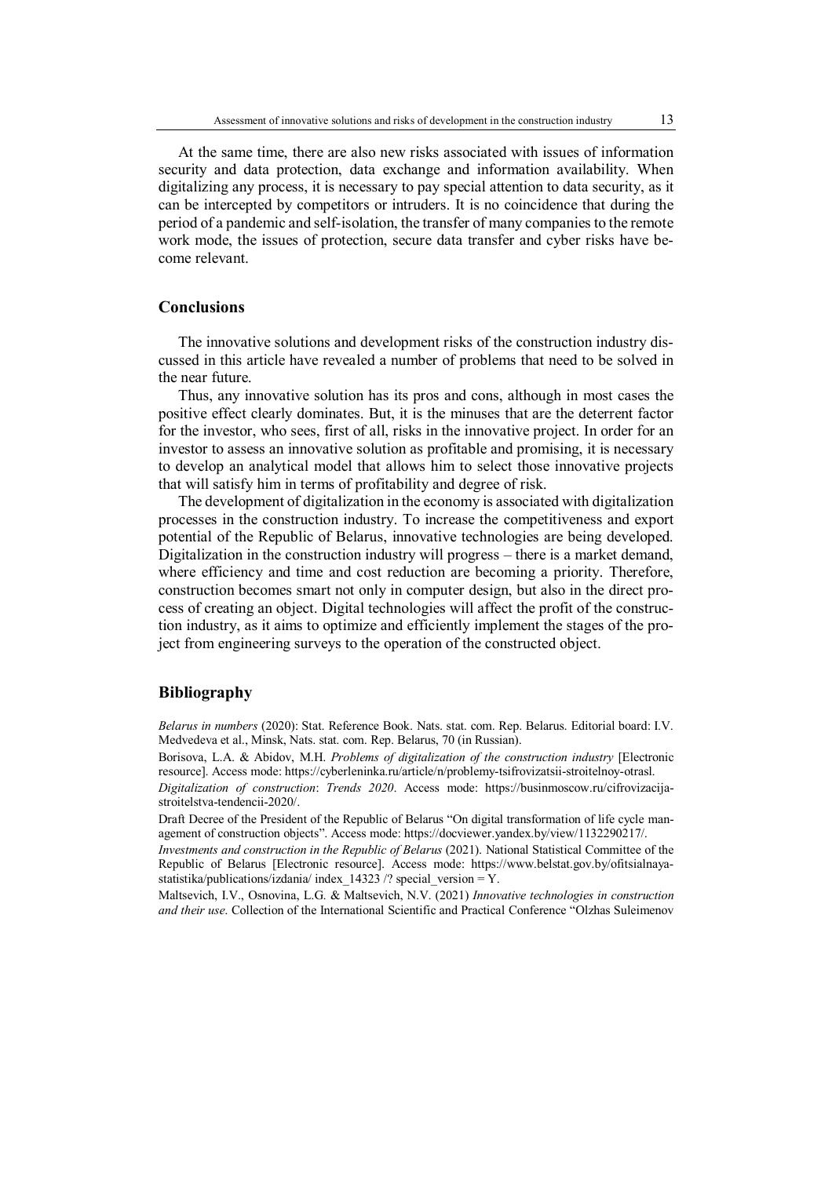At the same time, there are also new risks associated with issues of information security and data protection, data exchange and information availability. When digitalizing any process, it is necessary to pay special attention to data security, as it can be intercepted by competitors or intruders. It is no coincidence that during the period of a pandemic and self-isolation, the transfer of many companies to the remote work mode, the issues of protection, secure data transfer and cyber risks have become relevant.

## Conclusions

The innovative solutions and development risks of the construction industry discussed in this article have revealed a number of problems that need to be solved in the near future.

Thus, any innovative solution has its pros and cons, although in most cases the positive effect clearly dominates. But, it is the minuses that are the deterrent factor for the investor, who sees, first of all, risks in the innovative project. In order for an investor to assess an innovative solution as profitable and promising, it is necessary to develop an analytical model that allows him to select those innovative projects that will satisfy him in terms of profitability and degree of risk.

The development of digitalization in the economy is associated with digitalization processes in the construction industry. To increase the competitiveness and export potential of the Republic of Belarus, innovative technologies are being developed. Digitalization in the construction industry will progress – there is a market demand, where efficiency and time and cost reduction are becoming a priority. Therefore, construction becomes smart not only in computer design, but also in the direct process of creating an object. Digital technologies will affect the profit of the construction industry, as it aims to optimize and efficiently implement the stages of the project from engineering surveys to the operation of the constructed object.

## Bibliography

*Belarus in numbers* (2020): Stat. Reference Book. Nats. stat. com. Rep. Belarus. Editorial board: I.V. Medvedeva et al., Minsk, Nats. stat. com. Rep. Belarus, 70 (in Russian).

Borisova, L.A. & Abidov, M.H. *Problems of digitalization of the construction industry* [Electronic resource]. Access mode: https://cyberleninka.ru/article/n/problemy-tsifrovizatsii-stroitelnoy-otrasl.

*Digitalization of construction*: *Trends 2020*. Access mode: https://businmoscow.ru/cifrovizacija-stroitelstva-tendencii-2020/.

Draft Decree of the President of the Republic of Belarus "On digital transformation of life cycle management of construction objects". Access mode: https://docviewer.yandex.by/view/1132290217/.

*Investments and construction in the Republic of Belarus* (2021). National Statistical Committee of the Republic of Belarus [Electronic resource]. Access mode: https://www.belstat.gov.by/ofitsialnaya-statistika/publications/izdania/ index_14323 /? special_version = Y.

Maltsevich, I.V., Osnovina, L.G. & Maltsevich, N.V. (2021) *Innovative technologies in construction and their use*. Collection of the International Scientific and Practical Conference "Olzhas Suleimenov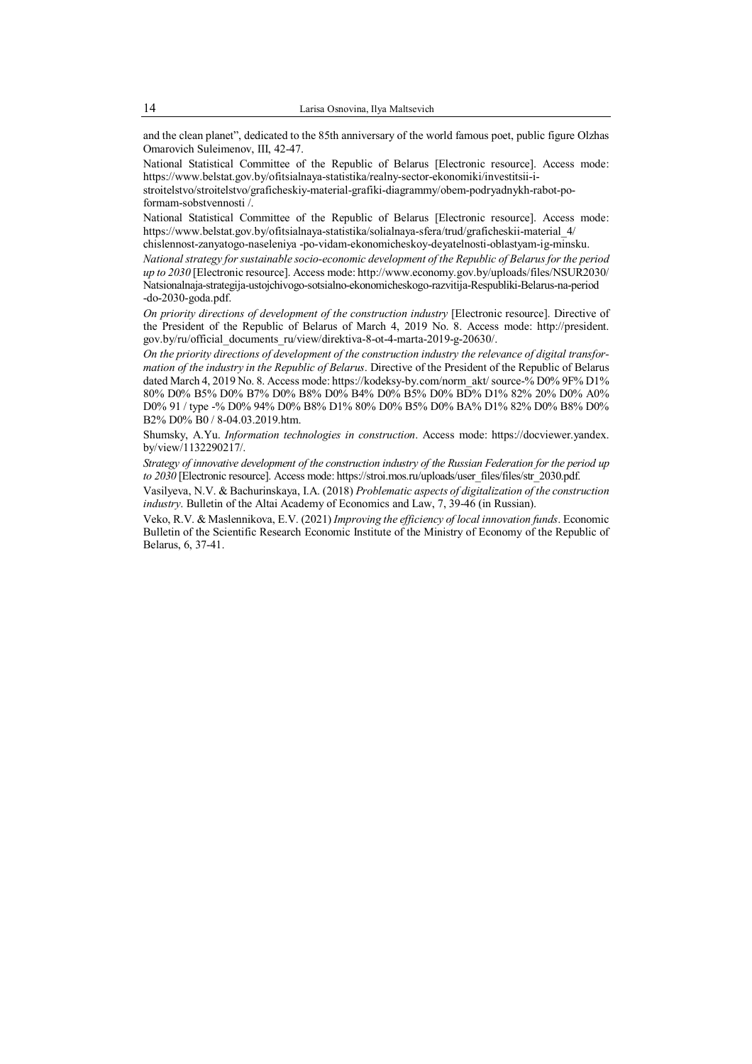and the clean planet", dedicated to the 85th anniversary of the world famous poet, public figure Olzhas Omarovich Suleimenov, III, 42-47.

National Statistical Committee of the Republic of Belarus [Electronic resource]. Access mode: https://www.belstat.gov.by/ofitsialnaya-statistika/realny-sector-ekonomiki/investitsii-i-stroitelstvo/stroitelstvo/graficheskiy-material-grafiki-diagrammy/obem-podryadnykh-rabot-po-formam-sobstvennosti /.

National Statistical Committee of the Republic of Belarus [Electronic resource]. Access mode: https://www.belstat.gov.by/ofitsialnaya-statistika/solialnaya-sfera/trud/graficheskii-material_4/ chislennost-zanyatogo-naseleniya -po-vidam-ekonomicheskoy-deyatelnosti-oblastyam-ig-minsku.

*National strategy for sustainable socio-economic development of the Republic of Belarus for the period up to 2030* [Electronic resource]. Access mode: http://www.economy.gov.by/uploads/files/NSUR2030/ Natsionalnaja-strategija-ustojchivogo-sotsialno-ekonomicheskogo-razvitija-Respubliki-Belarus-na-period -do-2030-goda.pdf.

*On priority directions of development of the construction industry* [Electronic resource]. Directive of the President of the Republic of Belarus of March 4, 2019 No. 8. Access mode: http://president. gov.by/ru/official_documents_ru/view/direktiva-8-ot-4-marta-2019-g-20630/.

*On the priority directions of development of the construction industry the relevance of digital transformation of the industry in the Republic of Belarus*. Directive of the President of the Republic of Belarus dated March 4, 2019 No. 8. Access mode: https://kodeksy-by.com/norm_akt/ source-% D0% 9F% D1% 80% D0% B5% D0% B7% D0% B8% D0% B4% D0% B5% D0% BD% D1% 82% 20% D0% A0% D0% 91 / type -% D0% 94% D0% B8% D1% 80% D0% B5% D0% BA% D1% 82% D0% B8% D0% B2% D0% B0 / 8-04.03.2019.htm.

Shumsky, A.Yu. *Information technologies in construction*. Access mode: https://docviewer.yandex. by/view/1132290217/.

*Strategy of innovative development of the construction industry of the Russian Federation for the period up to 2030* [Electronic resource]. Access mode: https://stroi.mos.ru/uploads/user_files/files/str_2030.pdf.

Vasilyeva, N.V. & Bachurinskaya, I.A. (2018) *Problematic aspects of digitalization of the construction industry*. Bulletin of the Altai Academy of Economics and Law, 7, 39-46 (in Russian).

Veko, R.V. & Maslennikova, E.V. (2021) *Improving the efficiency of local innovation funds*. Economic Bulletin of the Scientific Research Economic Institute of the Ministry of Economy of the Republic of Belarus, 6, 37-41.